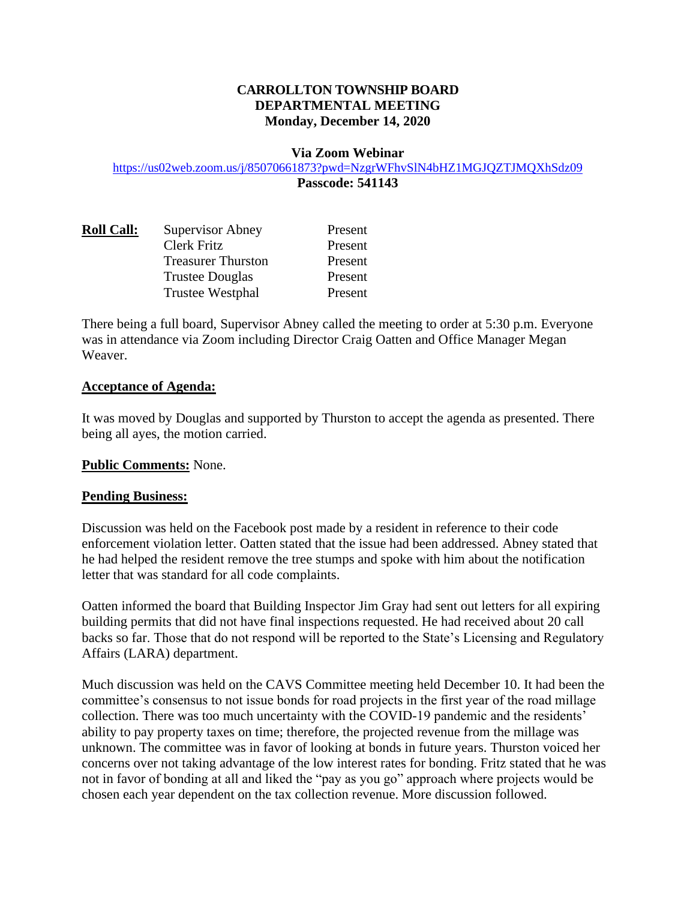# CARROLLTON TOWNSHIP BOARD
# DEPARTMENTAL MEETING
# Monday, December 14, 2020

**Via Zoom Webinar**

https://us02web.zoom.us/j/85070661873?pwd=NzgrWFhvSlN4bHZ1MGJQZTJMQXhSdz09

**Passcode: 541143**

| **Roll Call:** | Supervisor Abney | Present |
|---|---|---|
| | Clerk Fritz | Present |
| | Treasurer Thurston | Present |
| | Trustee Douglas | Present |
| | Trustee Westphal | Present |

There being a full board, Supervisor Abney called the meeting to order at 5:30 p.m. Everyone was in attendance via Zoom including Director Craig Oatten and Office Manager Megan Weaver.

**Acceptance of Agenda:**

It was moved by Douglas and supported by Thurston to accept the agenda as presented. There being all ayes, the motion carried.

**Public Comments:** None.

**Pending Business:**

Discussion was held on the Facebook post made by a resident in reference to their code enforcement violation letter. Oatten stated that the issue had been addressed. Abney stated that he had helped the resident remove the tree stumps and spoke with him about the notification letter that was standard for all code complaints.

Oatten informed the board that Building Inspector Jim Gray had sent out letters for all expiring building permits that did not have final inspections requested. He had received about 20 call backs so far. Those that do not respond will be reported to the State's Licensing and Regulatory Affairs (LARA) department.

Much discussion was held on the CAVS Committee meeting held December 10. It had been the committee's consensus to not issue bonds for road projects in the first year of the road millage collection. There was too much uncertainty with the COVID-19 pandemic and the residents' ability to pay property taxes on time; therefore, the projected revenue from the millage was unknown. The committee was in favor of looking at bonds in future years. Thurston voiced her concerns over not taking advantage of the low interest rates for bonding. Fritz stated that he was not in favor of bonding at all and liked the "pay as you go" approach where projects would be chosen each year dependent on the tax collection revenue. More discussion followed.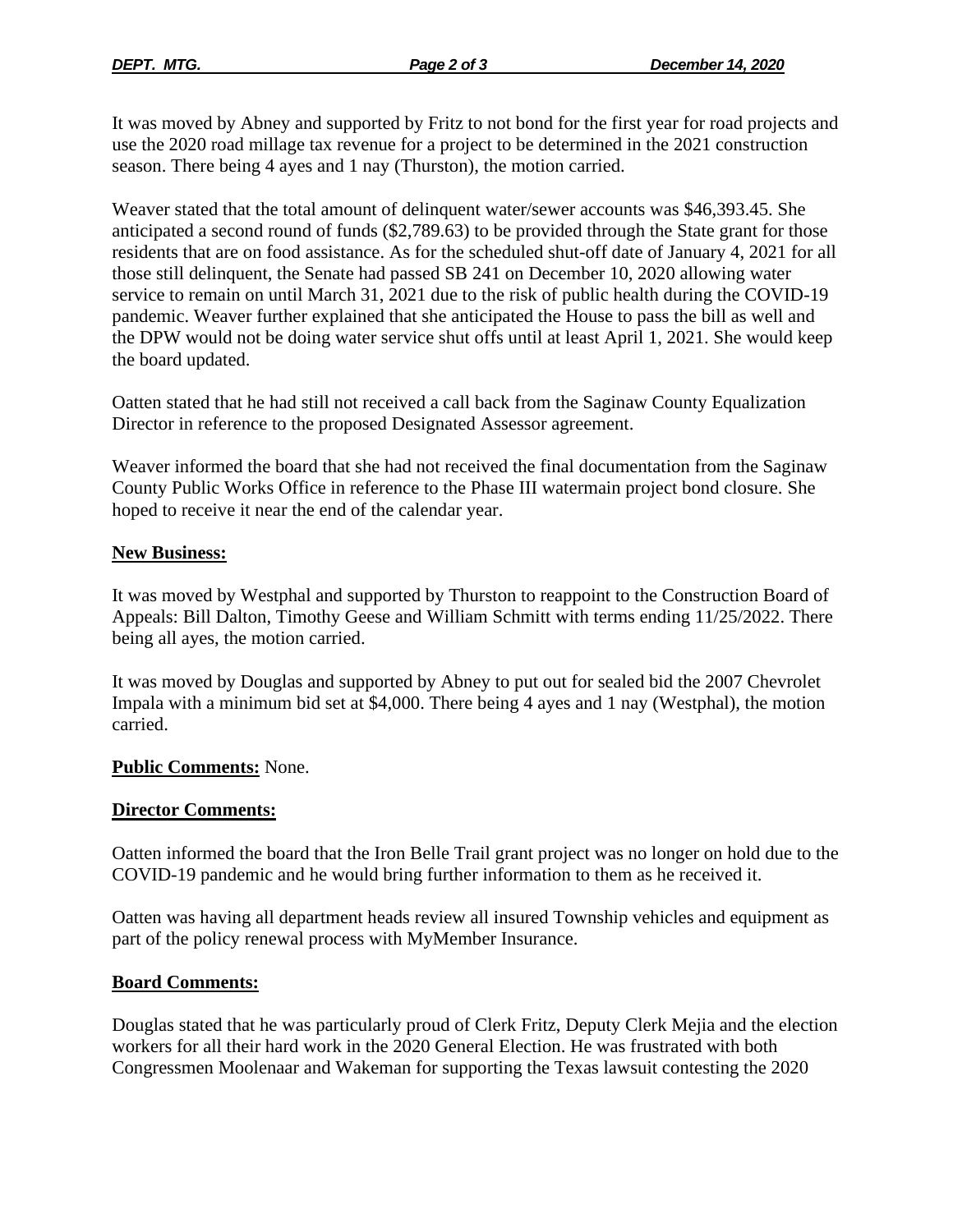It was moved by Abney and supported by Fritz to not bond for the first year for road projects and use the 2020 road millage tax revenue for a project to be determined in the 2021 construction season. There being 4 ayes and 1 nay (Thurston), the motion carried.

Weaver stated that the total amount of delinquent water/sewer accounts was $46,393.45. She anticipated a second round of funds ($2,789.63) to be provided through the State grant for those residents that are on food assistance. As for the scheduled shut-off date of January 4, 2021 for all those still delinquent, the Senate had passed SB 241 on December 10, 2020 allowing water service to remain on until March 31, 2021 due to the risk of public health during the COVID-19 pandemic. Weaver further explained that she anticipated the House to pass the bill as well and the DPW would not be doing water service shut offs until at least April 1, 2021. She would keep the board updated.

Oatten stated that he had still not received a call back from the Saginaw County Equalization Director in reference to the proposed Designated Assessor agreement.

Weaver informed the board that she had not received the final documentation from the Saginaw County Public Works Office in reference to the Phase III watermain project bond closure. She hoped to receive it near the end of the calendar year.

**New Business:**

It was moved by Westphal and supported by Thurston to reappoint to the Construction Board of Appeals: Bill Dalton, Timothy Geese and William Schmitt with terms ending 11/25/2022. There being all ayes, the motion carried.

It was moved by Douglas and supported by Abney to put out for sealed bid the 2007 Chevrolet Impala with a minimum bid set at $4,000. There being 4 ayes and 1 nay (Westphal), the motion carried.

**Public Comments:** None.

**Director Comments:**

Oatten informed the board that the Iron Belle Trail grant project was no longer on hold due to the COVID-19 pandemic and he would bring further information to them as he received it.

Oatten was having all department heads review all insured Township vehicles and equipment as part of the policy renewal process with MyMember Insurance.

**Board Comments:**

Douglas stated that he was particularly proud of Clerk Fritz, Deputy Clerk Mejia and the election workers for all their hard work in the 2020 General Election. He was frustrated with both Congressmen Moolenaar and Wakeman for supporting the Texas lawsuit contesting the 2020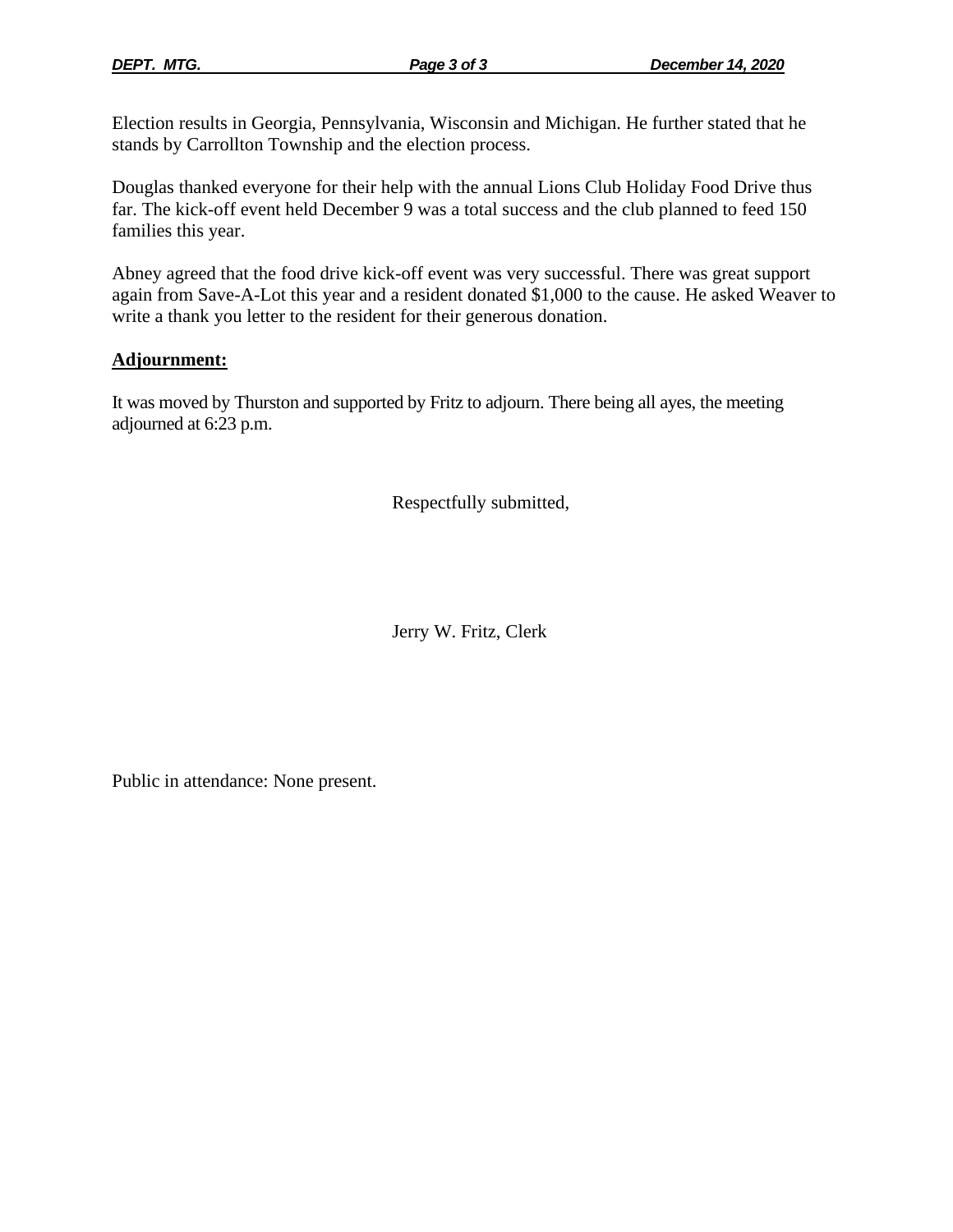Election results in Georgia, Pennsylvania, Wisconsin and Michigan. He further stated that he stands by Carrollton Township and the election process.

Douglas thanked everyone for their help with the annual Lions Club Holiday Food Drive thus far. The kick-off event held December 9 was a total success and the club planned to feed 150 families this year.

Abney agreed that the food drive kick-off event was very successful. There was great support again from Save-A-Lot this year and a resident donated $1,000 to the cause. He asked Weaver to write a thank you letter to the resident for their generous donation.

**Adjournment:**

It was moved by Thurston and supported by Fritz to adjourn. There being all ayes, the meeting adjourned at 6:23 p.m.

Respectfully submitted,

Jerry W. Fritz, Clerk

Public in attendance: None present.